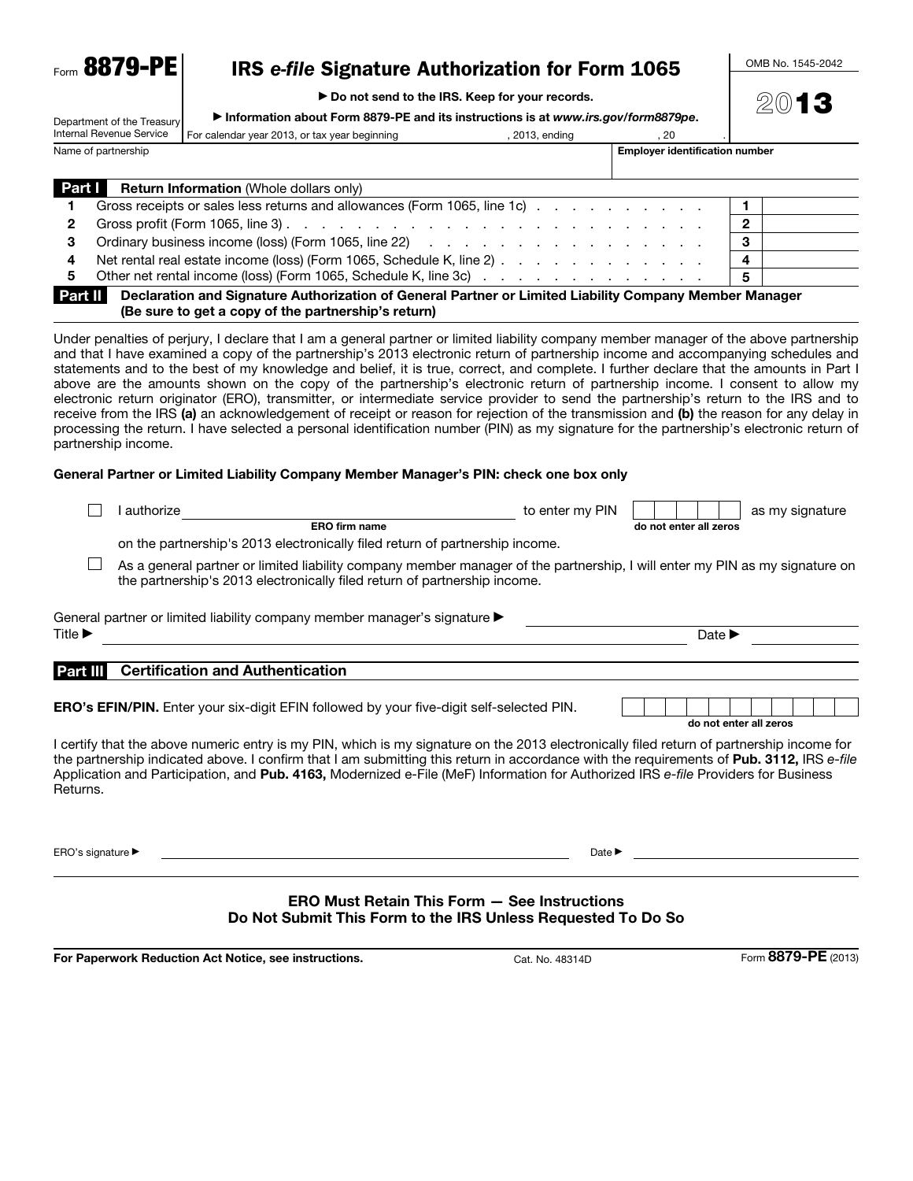Form **8879-PE**

# IRS *e-file* Signature Authorization for Form 1065

▶ **Do not send to the IRS. Keep for your records.**

▶ **Information about Form 8879-PE and its instructions is at *www.irs.gov/form8879pe*.**

Department of the Treasury
Internal Revenue Service

OMB No. 1545-2042

**2013**

For calendar year 2013, or tax year beginning , 2013, ending , 20 .

| Name of partnership | Employer identification number |
| --- | --- |
| | |

## Part I Return Information (Whole dollars only)

| | | | |
| --- | --- | --- | --- |
| **1** | Gross receipts or sales less returns and allowances (Form 1065, line 1c) | **1** | |
| **2** | Gross profit (Form 1065, line 3) | **2** | |
| **3** | Ordinary business income (loss) (Form 1065, line 22) | **3** | |
| **4** | Net rental real estate income (loss) (Form 1065, Schedule K, line 2) | **4** | |
| **5** | Other net rental income (loss) (Form 1065, Schedule K, line 3c) | **5** | |

## Part II Declaration and Signature Authorization of General Partner or Limited Liability Company Member Manager (Be sure to get a copy of the partnership's return)

Under penalties of perjury, I declare that I am a general partner or limited liability company member manager of the above partnership and that I have examined a copy of the partnership's 2013 electronic return of partnership income and accompanying schedules and statements and to the best of my knowledge and belief, it is true, correct, and complete. I further declare that the amounts in Part I above are the amounts shown on the copy of the partnership's electronic return of partnership income. I consent to allow my electronic return originator (ERO), transmitter, or intermediate service provider to send the partnership's return to the IRS and to receive from the IRS **(a)** an acknowledgement of receipt or reason for rejection of the transmission and **(b)** the reason for any delay in processing the return. I have selected a personal identification number (PIN) as my signature for the partnership's electronic return of partnership income.

**General Partner or Limited Liability Company Member Manager's PIN: check one box only**

☐ I authorize ______________________ (ERO firm name) to enter my PIN ☐☐☐☐☐ (do not enter all zeros) as my signature on the partnership's 2013 electronically filed return of partnership income.

☐ As a general partner or limited liability company member manager of the partnership, I will enter my PIN as my signature on the partnership's 2013 electronically filed return of partnership income.

General partner or limited liability company member manager's signature ▶ ______________________

Title ▶ ______________________ Date ▶ ______________________

## Part III Certification and Authentication

**ERO's EFIN/PIN.** Enter your six-digit EFIN followed by your five-digit self-selected PIN. ☐☐☐☐☐☐☐☐☐☐☐ (do not enter all zeros)

I certify that the above numeric entry is my PIN, which is my signature on the 2013 electronically filed return of partnership income for the partnership indicated above. I confirm that I am submitting this return in accordance with the requirements of **Pub. 3112,** IRS *e-file* Application and Participation, and **Pub. 4163,** Modernized e-File (MeF) Information for Authorized IRS *e-file* Providers for Business Returns.

ERO's signature ▶ ______________________ Date ▶ ______________________

**ERO Must Retain This Form — See Instructions**
**Do Not Submit This Form to the IRS Unless Requested To Do So**

**For Paperwork Reduction Act Notice, see instructions.** Cat. No. 48314D Form **8879-PE** (2013)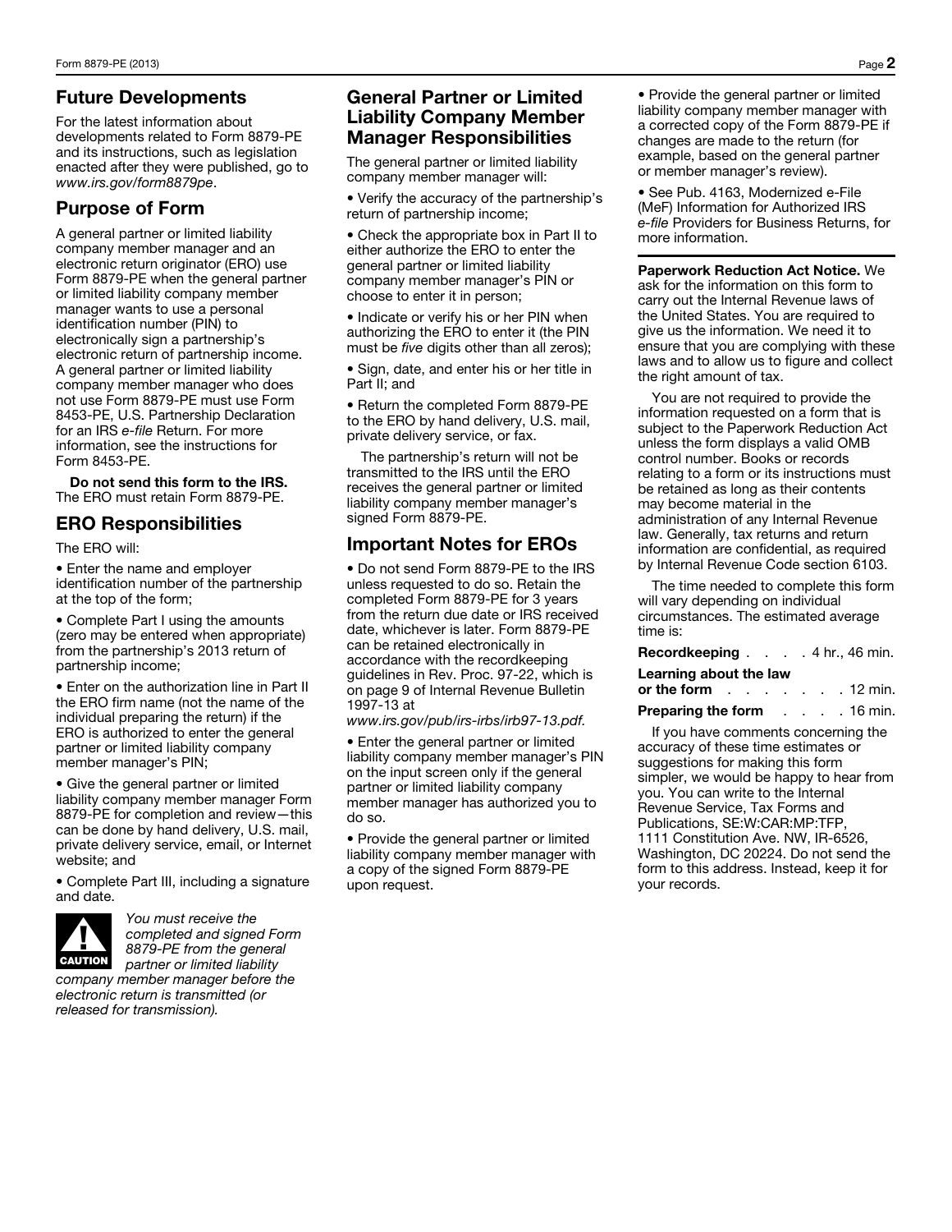## Future Developments

For the latest information about developments related to Form 8879-PE and its instructions, such as legislation enacted after they were published, go to *www.irs.gov/form8879pe*.

## Purpose of Form

A general partner or limited liability company member manager and an electronic return originator (ERO) use Form 8879-PE when the general partner or limited liability company member manager wants to use a personal identification number (PIN) to electronically sign a partnership's electronic return of partnership income. A general partner or limited liability company member manager who does not use Form 8879-PE must use Form 8453-PE, U.S. Partnership Declaration for an IRS *e-file* Return. For more information, see the instructions for Form 8453-PE.

**Do not send this form to the IRS.** The ERO must retain Form 8879-PE.

## ERO Responsibilities

The ERO will:

- Enter the name and employer identification number of the partnership at the top of the form;
- Complete Part I using the amounts (zero may be entered when appropriate) from the partnership's 2013 return of partnership income;
- Enter on the authorization line in Part II the ERO firm name (not the name of the individual preparing the return) if the ERO is authorized to enter the general partner or limited liability company member manager's PIN;
- Give the general partner or limited liability company member manager Form 8879-PE for completion and review—this can be done by hand delivery, U.S. mail, private delivery service, email, or Internet website; and
- Complete Part III, including a signature and date.

**CAUTION** *You must receive the completed and signed Form 8879-PE from the general partner or limited liability company member manager before the electronic return is transmitted (or released for transmission).*

## General Partner or Limited Liability Company Member Manager Responsibilities

The general partner or limited liability company member manager will:

- Verify the accuracy of the partnership's return of partnership income;
- Check the appropriate box in Part II to either authorize the ERO to enter the general partner or limited liability company member manager's PIN or choose to enter it in person;
- Indicate or verify his or her PIN when authorizing the ERO to enter it (the PIN must be *five* digits other than all zeros);
- Sign, date, and enter his or her title in Part II; and
- Return the completed Form 8879-PE to the ERO by hand delivery, U.S. mail, private delivery service, or fax.

The partnership's return will not be transmitted to the IRS until the ERO receives the general partner or limited liability company member manager's signed Form 8879-PE.

## Important Notes for EROs

- Do not send Form 8879-PE to the IRS unless requested to do so. Retain the completed Form 8879-PE for 3 years from the return due date or IRS received date, whichever is later. Form 8879-PE can be retained electronically in accordance with the recordkeeping guidelines in Rev. Proc. 97-22, which is on page 9 of Internal Revenue Bulletin 1997-13 at *www.irs.gov/pub/irs-irbs/irb97-13.pdf.*
- Enter the general partner or limited liability company member manager's PIN on the input screen only if the general partner or limited liability company member manager has authorized you to do so.
- Provide the general partner or limited liability company member manager with a copy of the signed Form 8879-PE upon request.
- Provide the general partner or limited liability company member manager with a corrected copy of the Form 8879-PE if changes are made to the return (for example, based on the general partner or member manager's review).
- See Pub. 4163, Modernized e-File (MeF) Information for Authorized IRS *e-file* Providers for Business Returns, for more information.

---

**Paperwork Reduction Act Notice.** We ask for the information on this form to carry out the Internal Revenue laws of the United States. You are required to give us the information. We need it to ensure that you are complying with these laws and to allow us to figure and collect the right amount of tax.

You are not required to provide the information requested on a form that is subject to the Paperwork Reduction Act unless the form displays a valid OMB control number. Books or records relating to a form or its instructions must be retained as long as their contents may become material in the administration of any Internal Revenue law. Generally, tax returns and return information are confidential, as required by Internal Revenue Code section 6103.

The time needed to complete this form will vary depending on individual circumstances. The estimated average time is:

**Recordkeeping** . . . . 4 hr., 46 min.

**Learning about the law or the form** . . . . . . . . 12 min.

**Preparing the form** . . . . 16 min.

If you have comments concerning the accuracy of these time estimates or suggestions for making this form simpler, we would be happy to hear from you. You can write to the Internal Revenue Service, Tax Forms and Publications, SE:W:CAR:MP:TFP, 1111 Constitution Ave. NW, IR-6526, Washington, DC 20224. Do not send the form to this address. Instead, keep it for your records.